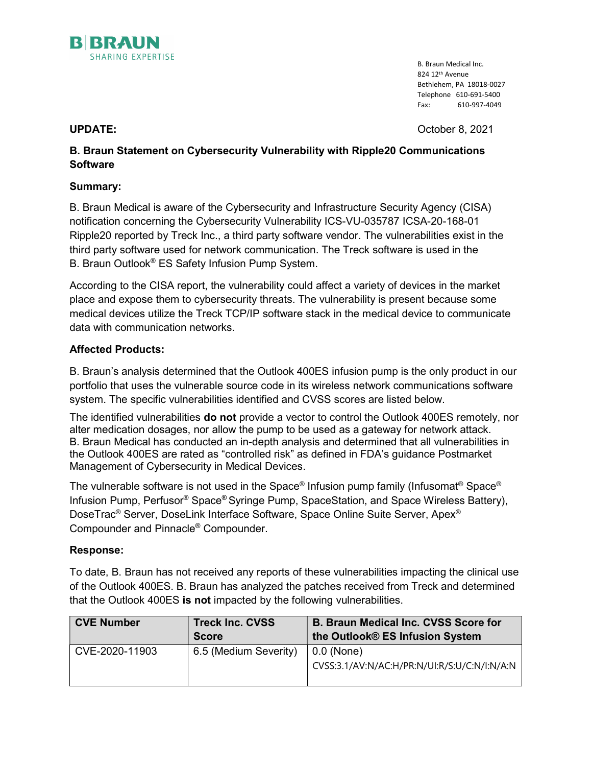B|BRAUN
SHARING EXPERTISE

B. Braun Medical Inc.
824 12th Avenue
Bethlehem, PA 18018-0027
Telephone 610-691-5400
Fax: 610-997-4049

**UPDATE:** October 8, 2021

**B. Braun Statement on Cybersecurity Vulnerability with Ripple20 Communications Software**

**Summary:**

B. Braun Medical is aware of the Cybersecurity and Infrastructure Security Agency (CISA) notification concerning the Cybersecurity Vulnerability ICS-VU-035787 ICSA-20-168-01 Ripple20 reported by Treck Inc., a third party software vendor. The vulnerabilities exist in the third party software used for network communication. The Treck software is used in the B. Braun Outlook® ES Safety Infusion Pump System.

According to the CISA report, the vulnerability could affect a variety of devices in the market place and expose them to cybersecurity threats. The vulnerability is present because some medical devices utilize the Treck TCP/IP software stack in the medical device to communicate data with communication networks.

**Affected Products:**

B. Braun's analysis determined that the Outlook 400ES infusion pump is the only product in our portfolio that uses the vulnerable source code in its wireless network communications software system. The specific vulnerabilities identified and CVSS scores are listed below.

The identified vulnerabilities **do not** provide a vector to control the Outlook 400ES remotely, nor alter medication dosages, nor allow the pump to be used as a gateway for network attack. B. Braun Medical has conducted an in-depth analysis and determined that all vulnerabilities in the Outlook 400ES are rated as "controlled risk" as defined in FDA's guidance Postmarket Management of Cybersecurity in Medical Devices.

The vulnerable software is not used in the Space® Infusion pump family (Infusomat® Space® Infusion Pump, Perfusor® Space® Syringe Pump, SpaceStation, and Space Wireless Battery), DoseTrac® Server, DoseLink Interface Software, Space Online Suite Server, Apex® Compounder and Pinnacle® Compounder.

**Response:**

To date, B. Braun has not received any reports of these vulnerabilities impacting the clinical use of the Outlook 400ES. B. Braun has analyzed the patches received from Treck and determined that the Outlook 400ES **is not** impacted by the following vulnerabilities.

| CVE Number | Treck Inc. CVSS Score | B. Braun Medical Inc. CVSS Score for the Outlook® ES Infusion System |
|---|---|---|
| CVE-2020-11903 | 6.5 (Medium Severity) | 0.0 (None) CVSS:3.1/AV:N/AC:H/PR:N/UI:R/S:U/C:N/I:N/A:N |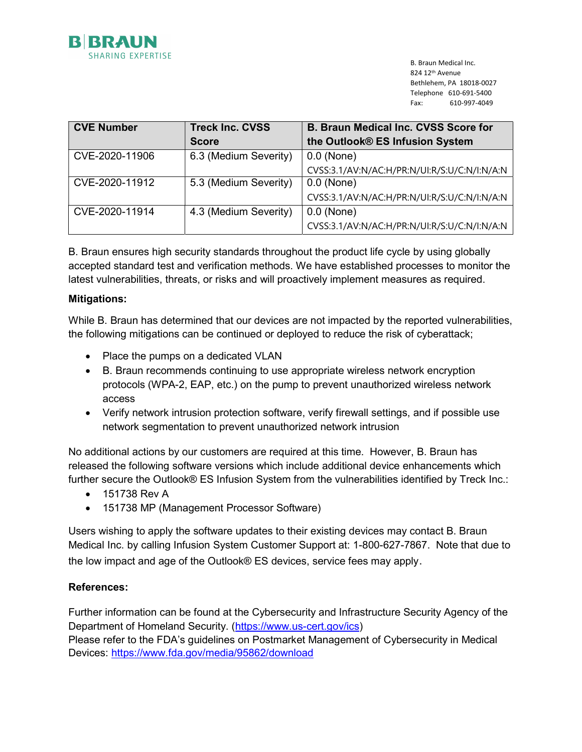B. Braun Medical Inc.
824 12th Avenue
Bethlehem, PA 18018-0027
Telephone 610-691-5400
Fax: 610-997-4049

| CVE Number | Treck Inc. CVSS Score | B. Braun Medical Inc. CVSS Score for the Outlook® ES Infusion System |
|---|---|---|
| CVE-2020-11906 | 6.3 (Medium Severity) | 0.0 (None) CVSS:3.1/AV:N/AC:H/PR:N/UI:R/S:U/C:N/I:N/A:N |
| CVE-2020-11912 | 5.3 (Medium Severity) | 0.0 (None) CVSS:3.1/AV:N/AC:H/PR:N/UI:R/S:U/C:N/I:N/A:N |
| CVE-2020-11914 | 4.3 (Medium Severity) | 0.0 (None) CVSS:3.1/AV:N/AC:H/PR:N/UI:R/S:U/C:N/I:N/A:N |

B. Braun ensures high security standards throughout the product life cycle by using globally accepted standard test and verification methods. We have established processes to monitor the latest vulnerabilities, threats, or risks and will proactively implement measures as required.

**Mitigations:**

While B. Braun has determined that our devices are not impacted by the reported vulnerabilities, the following mitigations can be continued or deployed to reduce the risk of cyberattack;

- Place the pumps on a dedicated VLAN
- B. Braun recommends continuing to use appropriate wireless network encryption protocols (WPA-2, EAP, etc.) on the pump to prevent unauthorized wireless network access
- Verify network intrusion protection software, verify firewall settings, and if possible use network segmentation to prevent unauthorized network intrusion

No additional actions by our customers are required at this time. However, B. Braun has released the following software versions which include additional device enhancements which further secure the Outlook® ES Infusion System from the vulnerabilities identified by Treck Inc.:

- 151738 Rev A
- 151738 MP (Management Processor Software)

Users wishing to apply the software updates to their existing devices may contact B. Braun Medical Inc. by calling Infusion System Customer Support at: 1-800-627-7867. Note that due to the low impact and age of the Outlook® ES devices, service fees may apply.

**References:**

Further information can be found at the Cybersecurity and Infrastructure Security Agency of the Department of Homeland Security. (https://www.us-cert.gov/ics)
Please refer to the FDA's guidelines on Postmarket Management of Cybersecurity in Medical Devices: https://www.fda.gov/media/95862/download